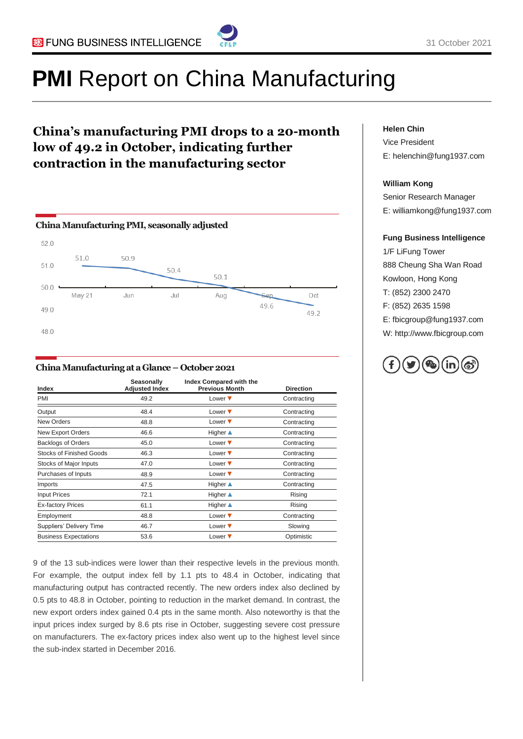FUNG BUSINESS INTELLIGENCE

31 October 2021

# **PMI** Report on China Manufacturing

## China's manufacturing PMI drops to a 20-month low of 49.2 in October, indicating further contraction in the manufacturing sector

### China Manufacturing PMI, seasonally adjusted

| May 21 | Jun | Jul | Aug | Sep | Oct |
|---|---|---|---|---|---|
| 51.0 | 50.9 | 50.4 | 50.1 | 49.6 | 49.2 |

### China Manufacturing at a Glance – October 2021

| Index | Seasonally Adjusted Index | Index Compared with the Previous Month | Direction |
|---|---|---|---|
| PMI | 49.2 | Lower ▼ | Contracting |
| Output | 48.4 | Lower ▼ | Contracting |
| New Orders | 48.8 | Lower ▼ | Contracting |
| New Export Orders | 46.6 | Higher ▲ | Contracting |
| Backlogs of Orders | 45.0 | Lower ▼ | Contracting |
| Stocks of Finished Goods | 46.3 | Lower ▼ | Contracting |
| Stocks of Major Inputs | 47.0 | Lower ▼ | Contracting |
| Purchases of Inputs | 48.9 | Lower ▼ | Contracting |
| Imports | 47.5 | Higher ▲ | Contracting |
| Input Prices | 72.1 | Higher ▲ | Rising |
| Ex-factory Prices | 61.1 | Higher ▲ | Rising |
| Employment | 48.8 | Lower ▼ | Contracting |
| Suppliers' Delivery Time | 46.7 | Lower ▼ | Slowing |
| Business Expectations | 53.6 | Lower ▼ | Optimistic |

9 of the 13 sub-indices were lower than their respective levels in the previous month. For example, the output index fell by 1.1 pts to 48.4 in October, indicating that manufacturing output has contracted recently. The new orders index also declined by 0.5 pts to 48.8 in October, pointing to reduction in the market demand. In contrast, the new export orders index gained 0.4 pts in the same month. Also noteworthy is that the input prices index surged by 8.6 pts rise in October, suggesting severe cost pressure on manufacturers. The ex-factory prices index also went up to the highest level since the sub-index started in December 2016.

**Helen Chin**
Vice President
E: helenchin@fung1937.com

**William Kong**
Senior Research Manager
E: williamkong@fung1937.com

**Fung Business Intelligence**
1/F LiFung Tower
888 Cheung Sha Wan Road
Kowloon, Hong Kong
T: (852) 2300 2470
F: (852) 2635 1598
E: fbicgroup@fung1937.com
W: http://www.fbicgroup.com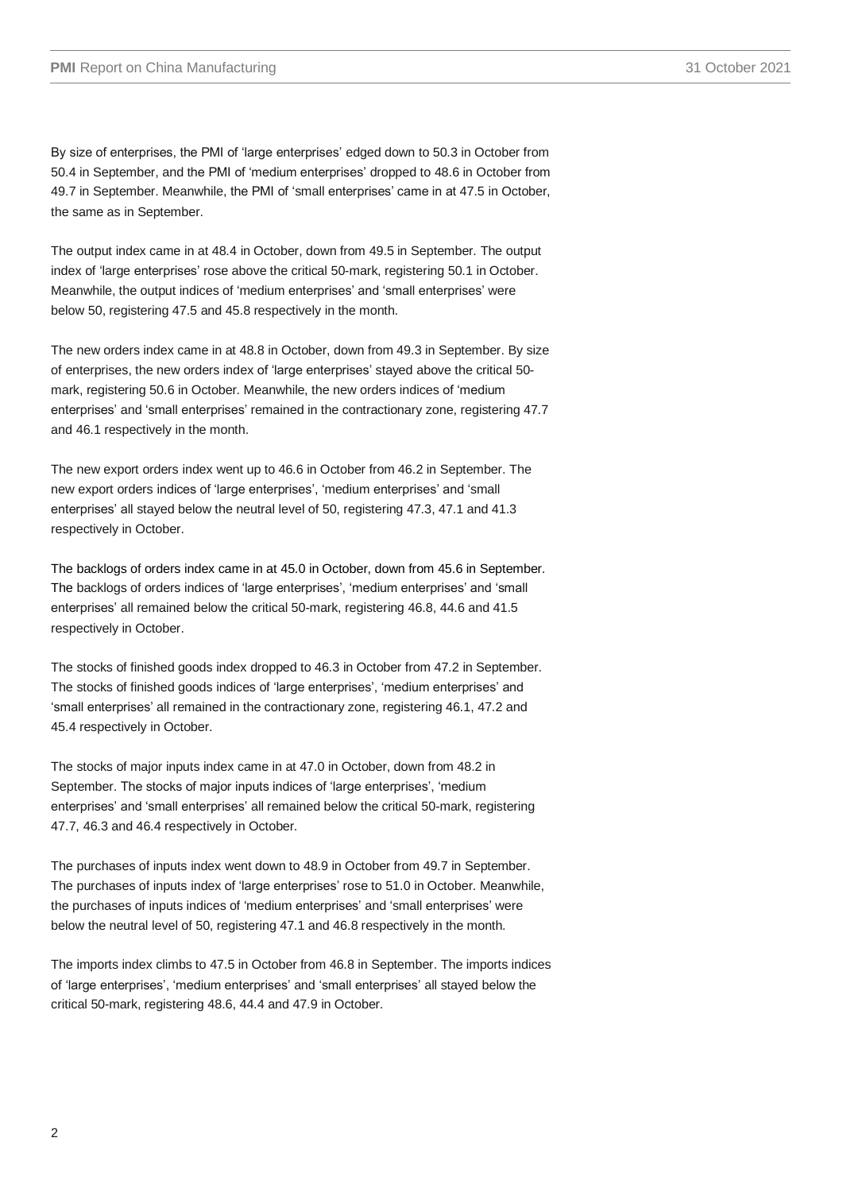By size of enterprises, the PMI of 'large enterprises' edged down to 50.3 in October from 50.4 in September, and the PMI of 'medium enterprises' dropped to 48.6 in October from 49.7 in September. Meanwhile, the PMI of 'small enterprises' came in at 47.5 in October, the same as in September.

The output index came in at 48.4 in October, down from 49.5 in September. The output index of 'large enterprises' rose above the critical 50-mark, registering 50.1 in October. Meanwhile, the output indices of 'medium enterprises' and 'small enterprises' were below 50, registering 47.5 and 45.8 respectively in the month.

The new orders index came in at 48.8 in October, down from 49.3 in September. By size of enterprises, the new orders index of 'large enterprises' stayed above the critical 50-mark, registering 50.6 in October. Meanwhile, the new orders indices of 'medium enterprises' and 'small enterprises' remained in the contractionary zone, registering 47.7 and 46.1 respectively in the month.

The new export orders index went up to 46.6 in October from 46.2 in September. The new export orders indices of 'large enterprises', 'medium enterprises' and 'small enterprises' all stayed below the neutral level of 50, registering 47.3, 47.1 and 41.3 respectively in October.

The backlogs of orders index came in at 45.0 in October, down from 45.6 in September. The backlogs of orders indices of 'large enterprises', 'medium enterprises' and 'small enterprises' all remained below the critical 50-mark, registering 46.8, 44.6 and 41.5 respectively in October.

The stocks of finished goods index dropped to 46.3 in October from 47.2 in September. The stocks of finished goods indices of 'large enterprises', 'medium enterprises' and 'small enterprises' all remained in the contractionary zone, registering 46.1, 47.2 and 45.4 respectively in October.

The stocks of major inputs index came in at 47.0 in October, down from 48.2 in September. The stocks of major inputs indices of 'large enterprises', 'medium enterprises' and 'small enterprises' all remained below the critical 50-mark, registering 47.7, 46.3 and 46.4 respectively in October.

The purchases of inputs index went down to 48.9 in October from 49.7 in September. The purchases of inputs index of 'large enterprises' rose to 51.0 in October. Meanwhile, the purchases of inputs indices of 'medium enterprises' and 'small enterprises' were below the neutral level of 50, registering 47.1 and 46.8 respectively in the month.

The imports index climbs to 47.5 in October from 46.8 in September. The imports indices of 'large enterprises', 'medium enterprises' and 'small enterprises' all stayed below the critical 50-mark, registering 48.6, 44.4 and 47.9 in October.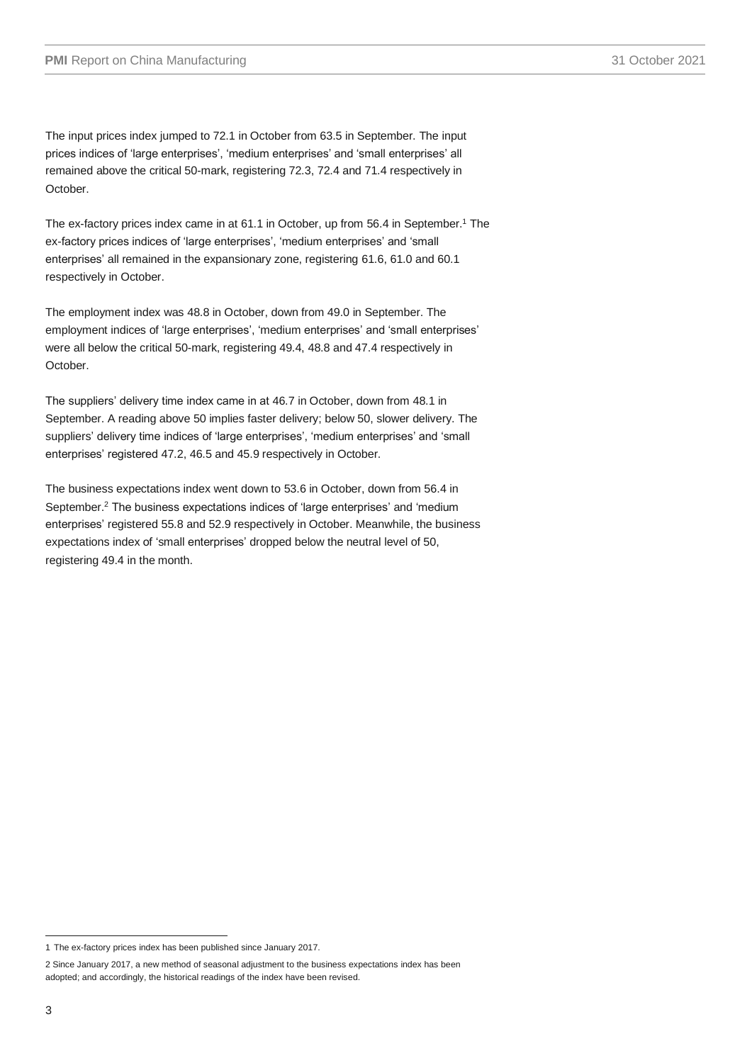The input prices index jumped to 72.1 in October from 63.5 in September. The input prices indices of 'large enterprises', 'medium enterprises' and 'small enterprises' all remained above the critical 50-mark, registering 72.3, 72.4 and 71.4 respectively in October.

The ex-factory prices index came in at 61.1 in October, up from 56.4 in September.[1] The ex-factory prices indices of 'large enterprises', 'medium enterprises' and 'small enterprises' all remained in the expansionary zone, registering 61.6, 61.0 and 60.1 respectively in October.

The employment index was 48.8 in October, down from 49.0 in September. The employment indices of 'large enterprises', 'medium enterprises' and 'small enterprises' were all below the critical 50-mark, registering 49.4, 48.8 and 47.4 respectively in October.

The suppliers' delivery time index came in at 46.7 in October, down from 48.1 in September. A reading above 50 implies faster delivery; below 50, slower delivery. The suppliers' delivery time indices of 'large enterprises', 'medium enterprises' and 'small enterprises' registered 47.2, 46.5 and 45.9 respectively in October.

The business expectations index went down to 53.6 in October, down from 56.4 in September.[2] The business expectations indices of 'large enterprises' and 'medium enterprises' registered 55.8 and 52.9 respectively in October. Meanwhile, the business expectations index of 'small enterprises' dropped below the neutral level of 50, registering 49.4 in the month.

---

1 The ex-factory prices index has been published since January 2017.

2 Since January 2017, a new method of seasonal adjustment to the business expectations index has been adopted; and accordingly, the historical readings of the index have been revised.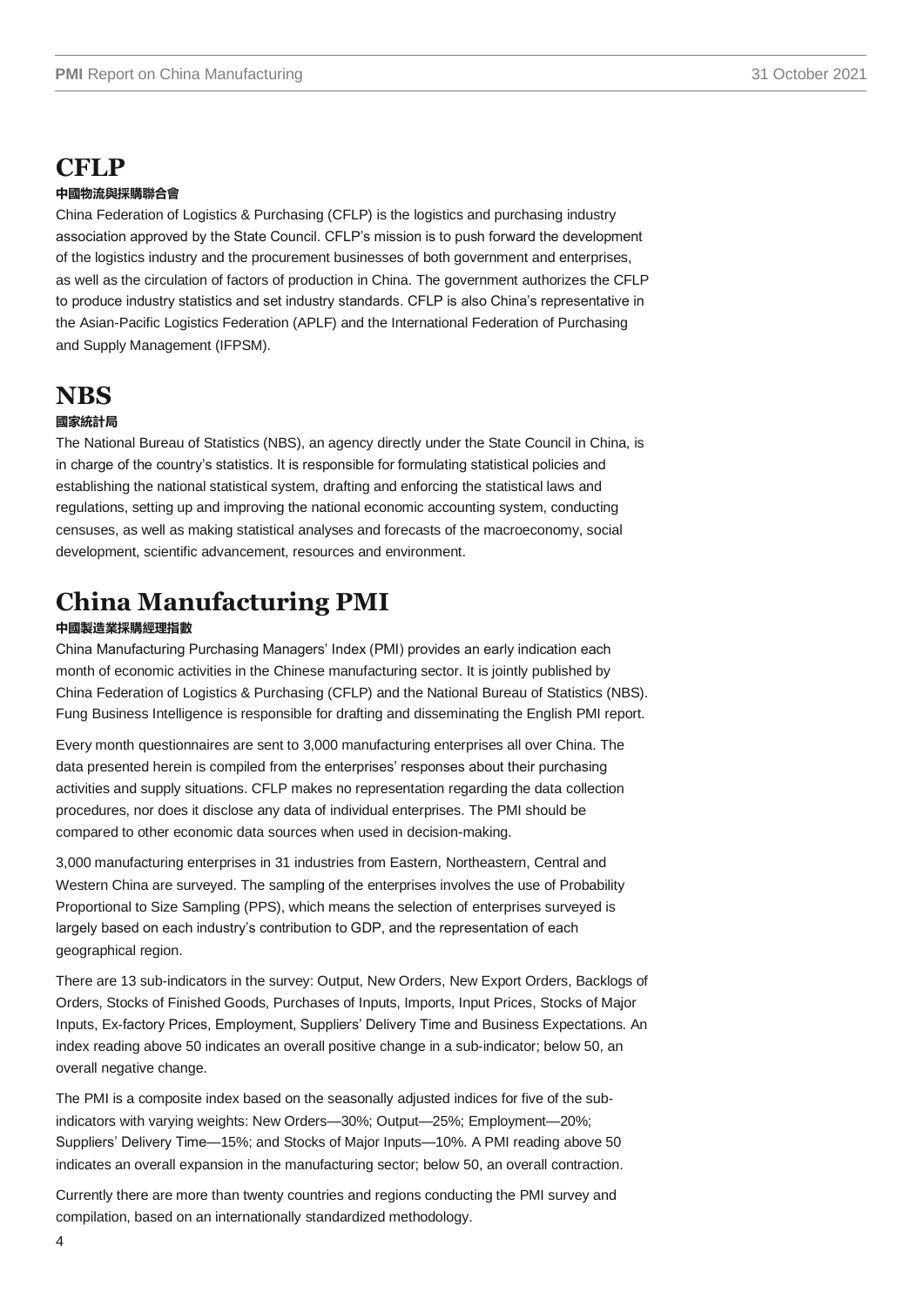## CFLP

**中國物流與採購聯合會**

China Federation of Logistics & Purchasing (CFLP) is the logistics and purchasing industry association approved by the State Council. CFLP's mission is to push forward the development of the logistics industry and the procurement businesses of both government and enterprises, as well as the circulation of factors of production in China. The government authorizes the CFLP to produce industry statistics and set industry standards. CFLP is also China's representative in the Asian-Pacific Logistics Federation (APLF) and the International Federation of Purchasing and Supply Management (IFPSM).

## NBS

**國家統計局**

The National Bureau of Statistics (NBS), an agency directly under the State Council in China, is in charge of the country's statistics. It is responsible for formulating statistical policies and establishing the national statistical system, drafting and enforcing the statistical laws and regulations, setting up and improving the national economic accounting system, conducting censuses, as well as making statistical analyses and forecasts of the macroeconomy, social development, scientific advancement, resources and environment.

## China Manufacturing PMI

**中國製造業採購經理指數**

China Manufacturing Purchasing Managers' Index (PMI) provides an early indication each month of economic activities in the Chinese manufacturing sector. It is jointly published by China Federation of Logistics & Purchasing (CFLP) and the National Bureau of Statistics (NBS). Fung Business Intelligence is responsible for drafting and disseminating the English PMI report.

Every month questionnaires are sent to 3,000 manufacturing enterprises all over China. The data presented herein is compiled from the enterprises' responses about their purchasing activities and supply situations. CFLP makes no representation regarding the data collection procedures, nor does it disclose any data of individual enterprises. The PMI should be compared to other economic data sources when used in decision-making.

3,000 manufacturing enterprises in 31 industries from Eastern, Northeastern, Central and Western China are surveyed. The sampling of the enterprises involves the use of Probability Proportional to Size Sampling (PPS), which means the selection of enterprises surveyed is largely based on each industry's contribution to GDP, and the representation of each geographical region.

There are 13 sub-indicators in the survey: Output, New Orders, New Export Orders, Backlogs of Orders, Stocks of Finished Goods, Purchases of Inputs, Imports, Input Prices, Stocks of Major Inputs, Ex-factory Prices, Employment, Suppliers' Delivery Time and Business Expectations. An index reading above 50 indicates an overall positive change in a sub-indicator; below 50, an overall negative change.

The PMI is a composite index based on the seasonally adjusted indices for five of the sub-indicators with varying weights: New Orders—30%; Output—25%; Employment—20%; Suppliers' Delivery Time—15%; and Stocks of Major Inputs—10%. A PMI reading above 50 indicates an overall expansion in the manufacturing sector; below 50, an overall contraction.

Currently there are more than twenty countries and regions conducting the PMI survey and compilation, based on an internationally standardized methodology.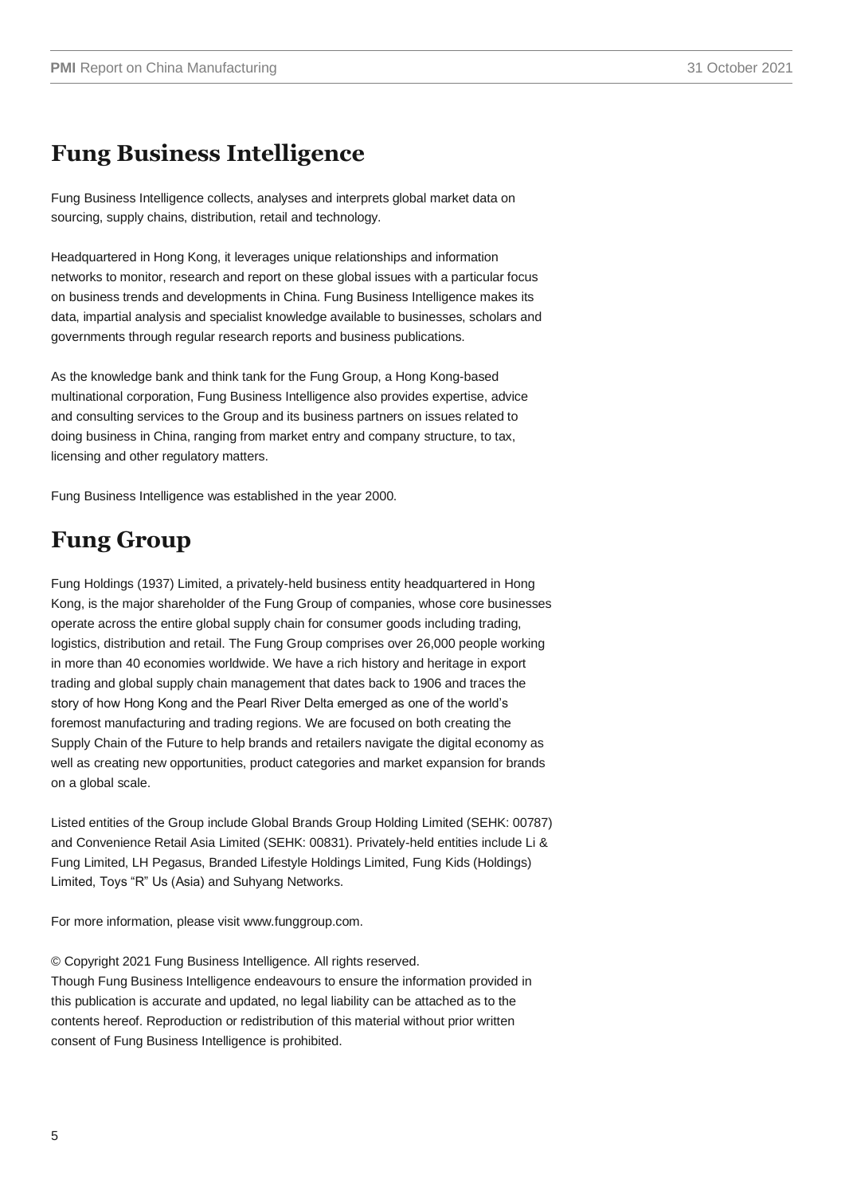## Fung Business Intelligence

Fung Business Intelligence collects, analyses and interprets global market data on sourcing, supply chains, distribution, retail and technology.

Headquartered in Hong Kong, it leverages unique relationships and information networks to monitor, research and report on these global issues with a particular focus on business trends and developments in China. Fung Business Intelligence makes its data, impartial analysis and specialist knowledge available to businesses, scholars and governments through regular research reports and business publications.

As the knowledge bank and think tank for the Fung Group, a Hong Kong-based multinational corporation, Fung Business Intelligence also provides expertise, advice and consulting services to the Group and its business partners on issues related to doing business in China, ranging from market entry and company structure, to tax, licensing and other regulatory matters.

Fung Business Intelligence was established in the year 2000.

## Fung Group

Fung Holdings (1937) Limited, a privately-held business entity headquartered in Hong Kong, is the major shareholder of the Fung Group of companies, whose core businesses operate across the entire global supply chain for consumer goods including trading, logistics, distribution and retail. The Fung Group comprises over 26,000 people working in more than 40 economies worldwide. We have a rich history and heritage in export trading and global supply chain management that dates back to 1906 and traces the story of how Hong Kong and the Pearl River Delta emerged as one of the world's foremost manufacturing and trading regions. We are focused on both creating the Supply Chain of the Future to help brands and retailers navigate the digital economy as well as creating new opportunities, product categories and market expansion for brands on a global scale.

Listed entities of the Group include Global Brands Group Holding Limited (SEHK: 00787) and Convenience Retail Asia Limited (SEHK: 00831). Privately-held entities include Li & Fung Limited, LH Pegasus, Branded Lifestyle Holdings Limited, Fung Kids (Holdings) Limited, Toys "R" Us (Asia) and Suhyang Networks.

For more information, please visit www.funggroup.com.

© Copyright 2021 Fung Business Intelligence. All rights reserved.
Though Fung Business Intelligence endeavours to ensure the information provided in this publication is accurate and updated, no legal liability can be attached as to the contents hereof. Reproduction or redistribution of this material without prior written consent of Fung Business Intelligence is prohibited.